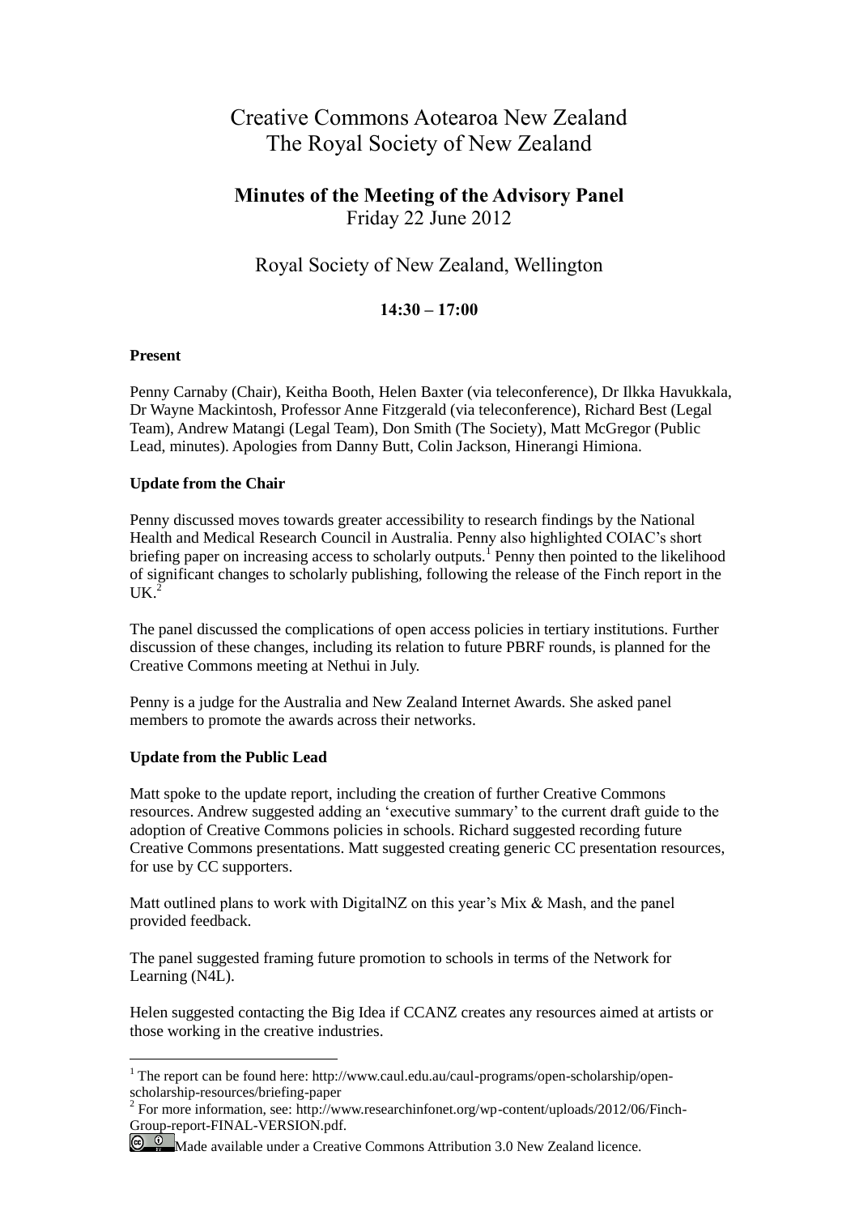# Creative Commons Aotearoa New Zealand
# The Royal Society of New Zealand

## Minutes of the Meeting of the Advisory Panel
Friday 22 June 2012

Royal Society of New Zealand, Wellington

**14:30 – 17:00**

**Present**

Penny Carnaby (Chair), Keitha Booth, Helen Baxter (via teleconference), Dr Ilkka Havukkala, Dr Wayne Mackintosh, Professor Anne Fitzgerald (via teleconference), Richard Best (Legal Team), Andrew Matangi (Legal Team), Don Smith (The Society), Matt McGregor (Public Lead, minutes). Apologies from Danny Butt, Colin Jackson, Hinerangi Himiona.

**Update from the Chair**

Penny discussed moves towards greater accessibility to research findings by the National Health and Medical Research Council in Australia. Penny also highlighted COIAC's short briefing paper on increasing access to scholarly outputs.[1] Penny then pointed to the likelihood of significant changes to scholarly publishing, following the release of the Finch report in the UK.[2]

The panel discussed the complications of open access policies in tertiary institutions. Further discussion of these changes, including its relation to future PBRF rounds, is planned for the Creative Commons meeting at Nethui in July.

Penny is a judge for the Australia and New Zealand Internet Awards. She asked panel members to promote the awards across their networks.

**Update from the Public Lead**

Matt spoke to the update report, including the creation of further Creative Commons resources. Andrew suggested adding an 'executive summary' to the current draft guide to the adoption of Creative Commons policies in schools. Richard suggested recording future Creative Commons presentations. Matt suggested creating generic CC presentation resources, for use by CC supporters.

Matt outlined plans to work with DigitalNZ on this year's Mix & Mash, and the panel provided feedback.

The panel suggested framing future promotion to schools in terms of the Network for Learning (N4L).

Helen suggested contacting the Big Idea if CCANZ creates any resources aimed at artists or those working in the creative industries.

---

[1] The report can be found here: http://www.caul.edu.au/caul-programs/open-scholarship/open-scholarship-resources/briefing-paper

[2] For more information, see: http://www.researchinfonet.org/wp-content/uploads/2012/06/Finch-Group-report-FINAL-VERSION.pdf.

Made available under a Creative Commons Attribution 3.0 New Zealand licence.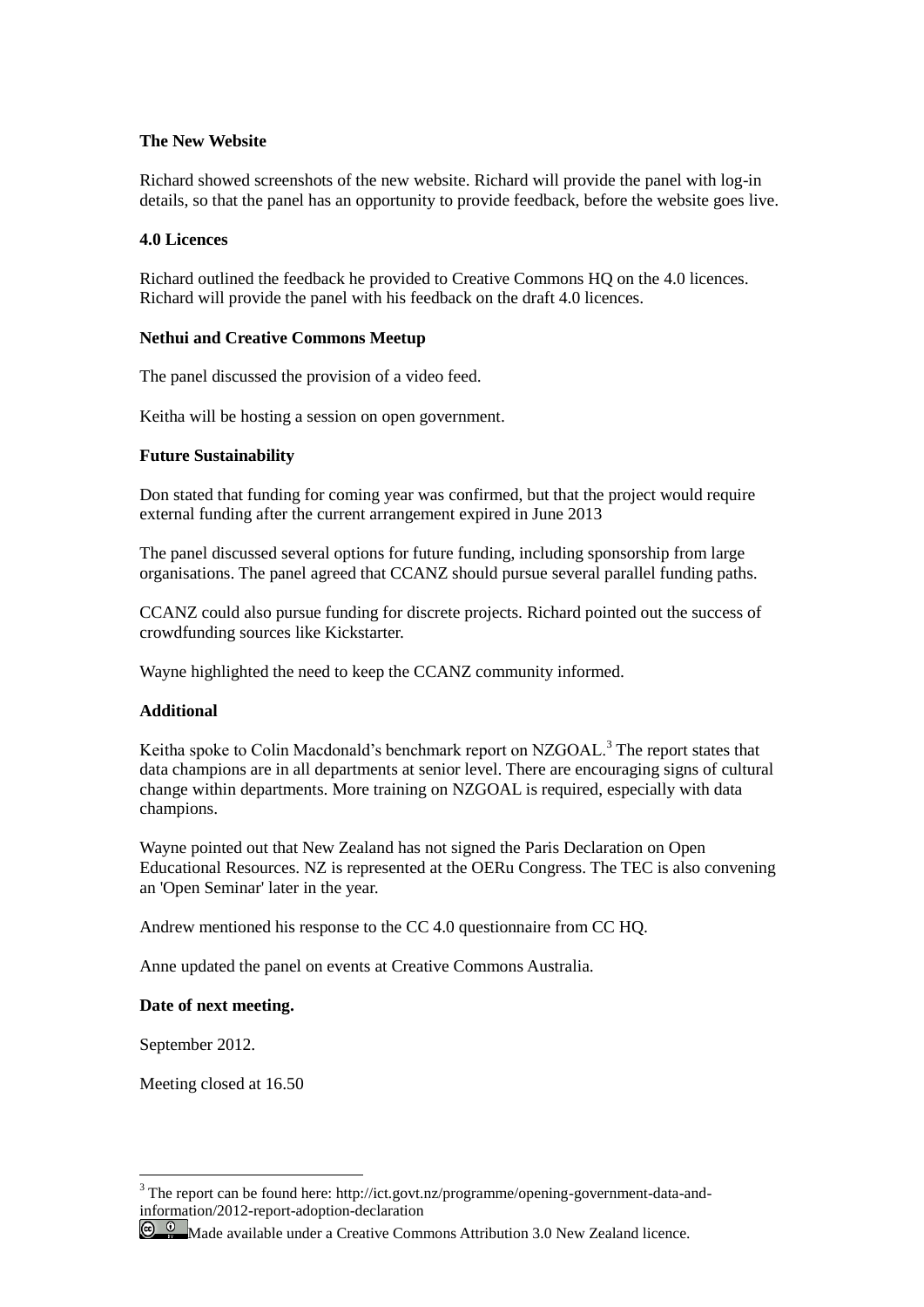**The New Website**

Richard showed screenshots of the new website. Richard will provide the panel with log-in details, so that the panel has an opportunity to provide feedback, before the website goes live.

**4.0 Licences**

Richard outlined the feedback he provided to Creative Commons HQ on the 4.0 licences. Richard will provide the panel with his feedback on the draft 4.0 licences.

**Nethui and Creative Commons Meetup**

The panel discussed the provision of a video feed.

Keitha will be hosting a session on open government.

**Future Sustainability**

Don stated that funding for coming year was confirmed, but that the project would require external funding after the current arrangement expired in June 2013

The panel discussed several options for future funding, including sponsorship from large organisations. The panel agreed that CCANZ should pursue several parallel funding paths.

CCANZ could also pursue funding for discrete projects. Richard pointed out the success of crowdfunding sources like Kickstarter.

Wayne highlighted the need to keep the CCANZ community informed.

**Additional**

Keitha spoke to Colin Macdonald's benchmark report on NZGOAL.[3] The report states that data champions are in all departments at senior level. There are encouraging signs of cultural change within departments. More training on NZGOAL is required, especially with data champions.

Wayne pointed out that New Zealand has not signed the Paris Declaration on Open Educational Resources. NZ is represented at the OERu Congress. The TEC is also convening an 'Open Seminar' later in the year.

Andrew mentioned his response to the CC 4.0 questionnaire from CC HQ.

Anne updated the panel on events at Creative Commons Australia.

**Date of next meeting.**

September 2012.

Meeting closed at 16.50

[3] The report can be found here: http://ict.govt.nz/programme/opening-government-data-and-information/2012-report-adoption-declaration

Made available under a Creative Commons Attribution 3.0 New Zealand licence.